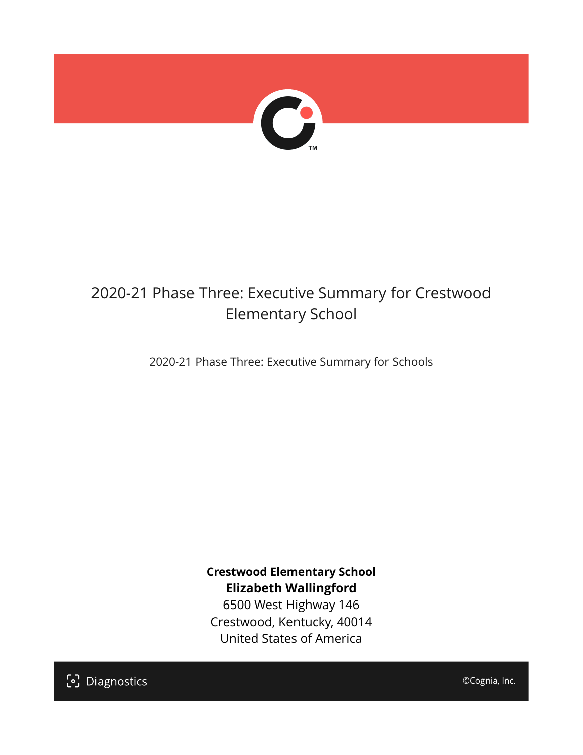# 2020-21 Phase Three: Executive Summary for Crestwood Elementary School

2020-21 Phase Three: Executive Summary for Schools

**Crestwood Elementary School**
**Elizabeth Wallingford**
6500 West Highway 146
Crestwood, Kentucky, 40014
United States of America

Diagnostics

©Cognia, Inc.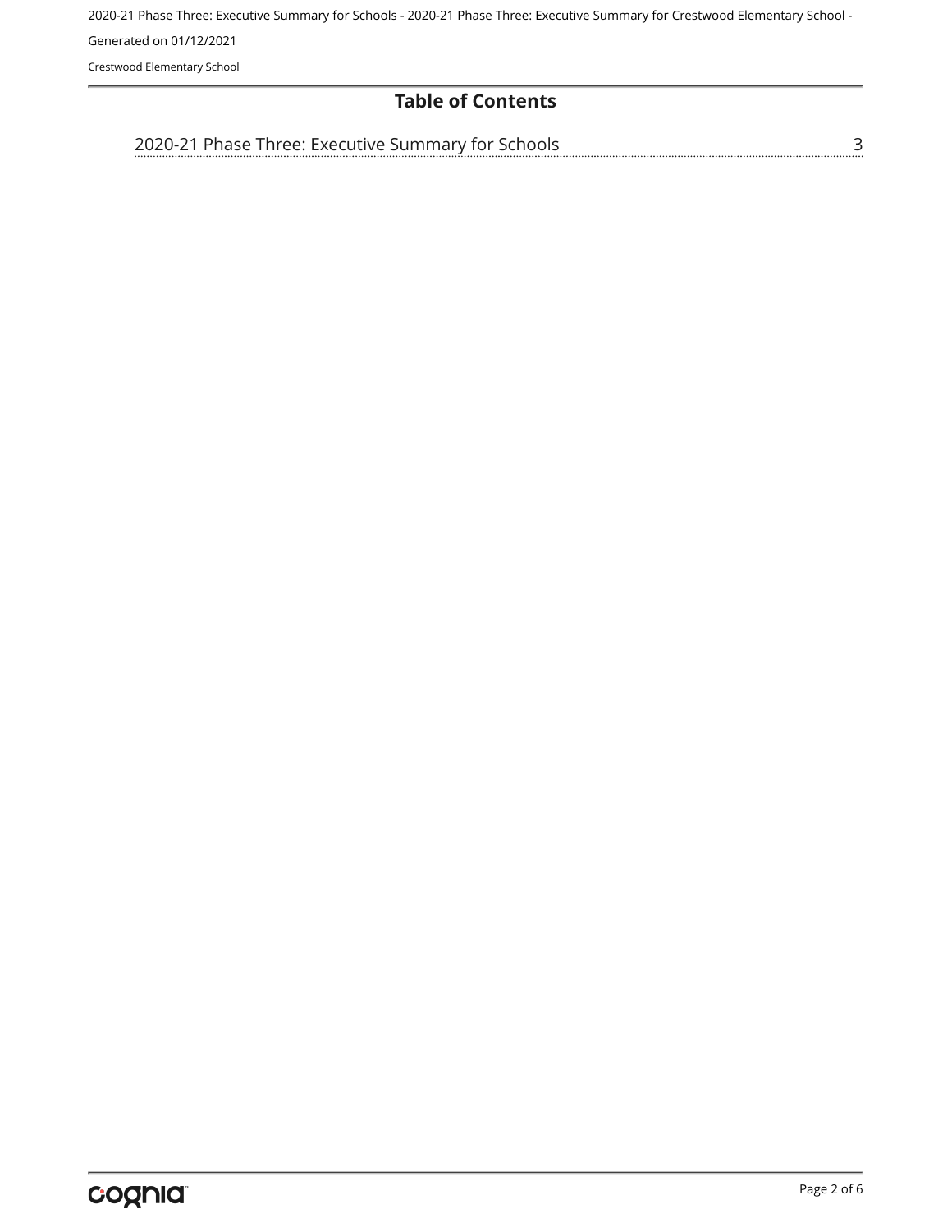# Table of Contents

2020-21 Phase Three: Executive Summary for Schools ........................................ 3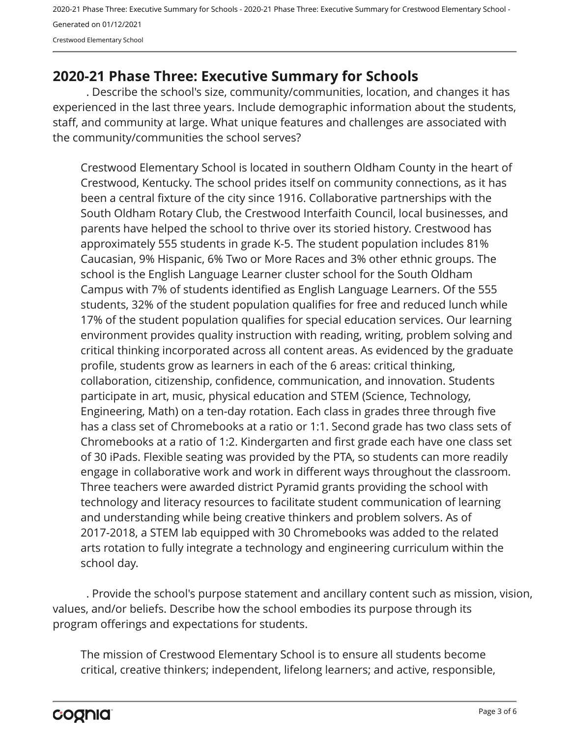## 2020-21 Phase Three: Executive Summary for Schools

. Describe the school's size, community/communities, location, and changes it has experienced in the last three years. Include demographic information about the students, staff, and community at large. What unique features and challenges are associated with the community/communities the school serves?

Crestwood Elementary School is located in southern Oldham County in the heart of Crestwood, Kentucky. The school prides itself on community connections, as it has been a central fixture of the city since 1916. Collaborative partnerships with the South Oldham Rotary Club, the Crestwood Interfaith Council, local businesses, and parents have helped the school to thrive over its storied history. Crestwood has approximately 555 students in grade K-5. The student population includes 81% Caucasian, 9% Hispanic, 6% Two or More Races and 3% other ethnic groups. The school is the English Language Learner cluster school for the South Oldham Campus with 7% of students identified as English Language Learners. Of the 555 students, 32% of the student population qualifies for free and reduced lunch while 17% of the student population qualifies for special education services. Our learning environment provides quality instruction with reading, writing, problem solving and critical thinking incorporated across all content areas. As evidenced by the graduate profile, students grow as learners in each of the 6 areas: critical thinking, collaboration, citizenship, confidence, communication, and innovation. Students participate in art, music, physical education and STEM (Science, Technology, Engineering, Math) on a ten-day rotation. Each class in grades three through five has a class set of Chromebooks at a ratio or 1:1. Second grade has two class sets of Chromebooks at a ratio of 1:2. Kindergarten and first grade each have one class set of 30 iPads. Flexible seating was provided by the PTA, so students can more readily engage in collaborative work and work in different ways throughout the classroom. Three teachers were awarded district Pyramid grants providing the school with technology and literacy resources to facilitate student communication of learning and understanding while being creative thinkers and problem solvers. As of 2017-2018, a STEM lab equipped with 30 Chromebooks was added to the related arts rotation to fully integrate a technology and engineering curriculum within the school day.

. Provide the school's purpose statement and ancillary content such as mission, vision, values, and/or beliefs. Describe how the school embodies its purpose through its program offerings and expectations for students.

The mission of Crestwood Elementary School is to ensure all students become critical, creative thinkers; independent, lifelong learners; and active, responsible,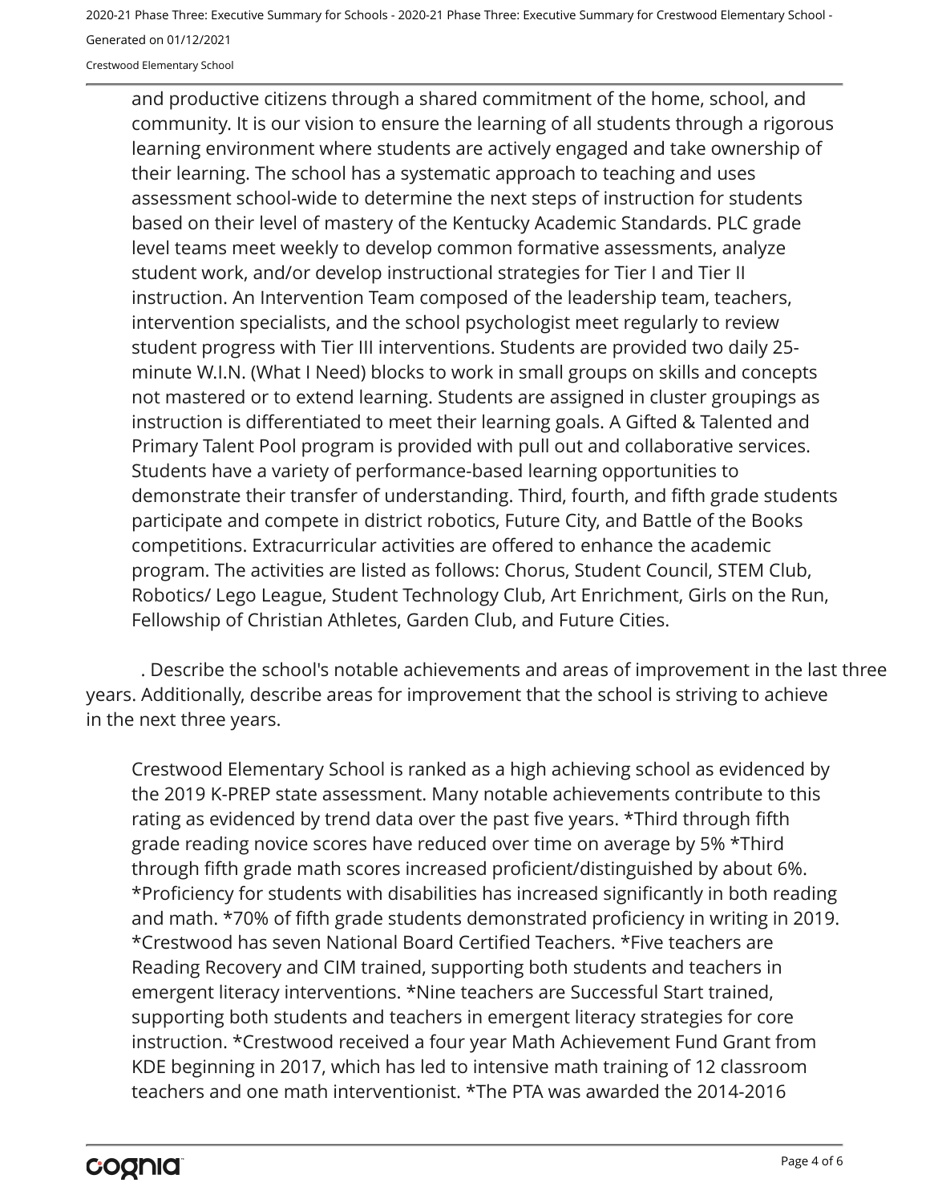and productive citizens through a shared commitment of the home, school, and community. It is our vision to ensure the learning of all students through a rigorous learning environment where students are actively engaged and take ownership of their learning. The school has a systematic approach to teaching and uses assessment school-wide to determine the next steps of instruction for students based on their level of mastery of the Kentucky Academic Standards. PLC grade level teams meet weekly to develop common formative assessments, analyze student work, and/or develop instructional strategies for Tier I and Tier II instruction. An Intervention Team composed of the leadership team, teachers, intervention specialists, and the school psychologist meet regularly to review student progress with Tier III interventions. Students are provided two daily 25-minute W.I.N. (What I Need) blocks to work in small groups on skills and concepts not mastered or to extend learning. Students are assigned in cluster groupings as instruction is differentiated to meet their learning goals. A Gifted & Talented and Primary Talent Pool program is provided with pull out and collaborative services. Students have a variety of performance-based learning opportunities to demonstrate their transfer of understanding. Third, fourth, and fifth grade students participate and compete in district robotics, Future City, and Battle of the Books competitions. Extracurricular activities are offered to enhance the academic program. The activities are listed as follows: Chorus, Student Council, STEM Club, Robotics/ Lego League, Student Technology Club, Art Enrichment, Girls on the Run, Fellowship of Christian Athletes, Garden Club, and Future Cities.

. Describe the school's notable achievements and areas of improvement in the last three years. Additionally, describe areas for improvement that the school is striving to achieve in the next three years.

Crestwood Elementary School is ranked as a high achieving school as evidenced by the 2019 K-PREP state assessment. Many notable achievements contribute to this rating as evidenced by trend data over the past five years. *Third through fifth grade reading novice scores have reduced over time on average by 5% *Third through fifth grade math scores increased proficient/distinguished by about 6%. *Proficiency for students with disabilities has increased significantly in both reading and math. *70% of fifth grade students demonstrated proficiency in writing in 2019. *Crestwood has seven National Board Certified Teachers. *Five teachers are Reading Recovery and CIM trained, supporting both students and teachers in emergent literacy interventions. *Nine teachers are Successful Start trained, supporting both students and teachers in emergent literacy strategies for core instruction. *Crestwood received a four year Math Achievement Fund Grant from KDE beginning in 2017, which has led to intensive math training of 12 classroom teachers and one math interventionist. *The PTA was awarded the 2014-2016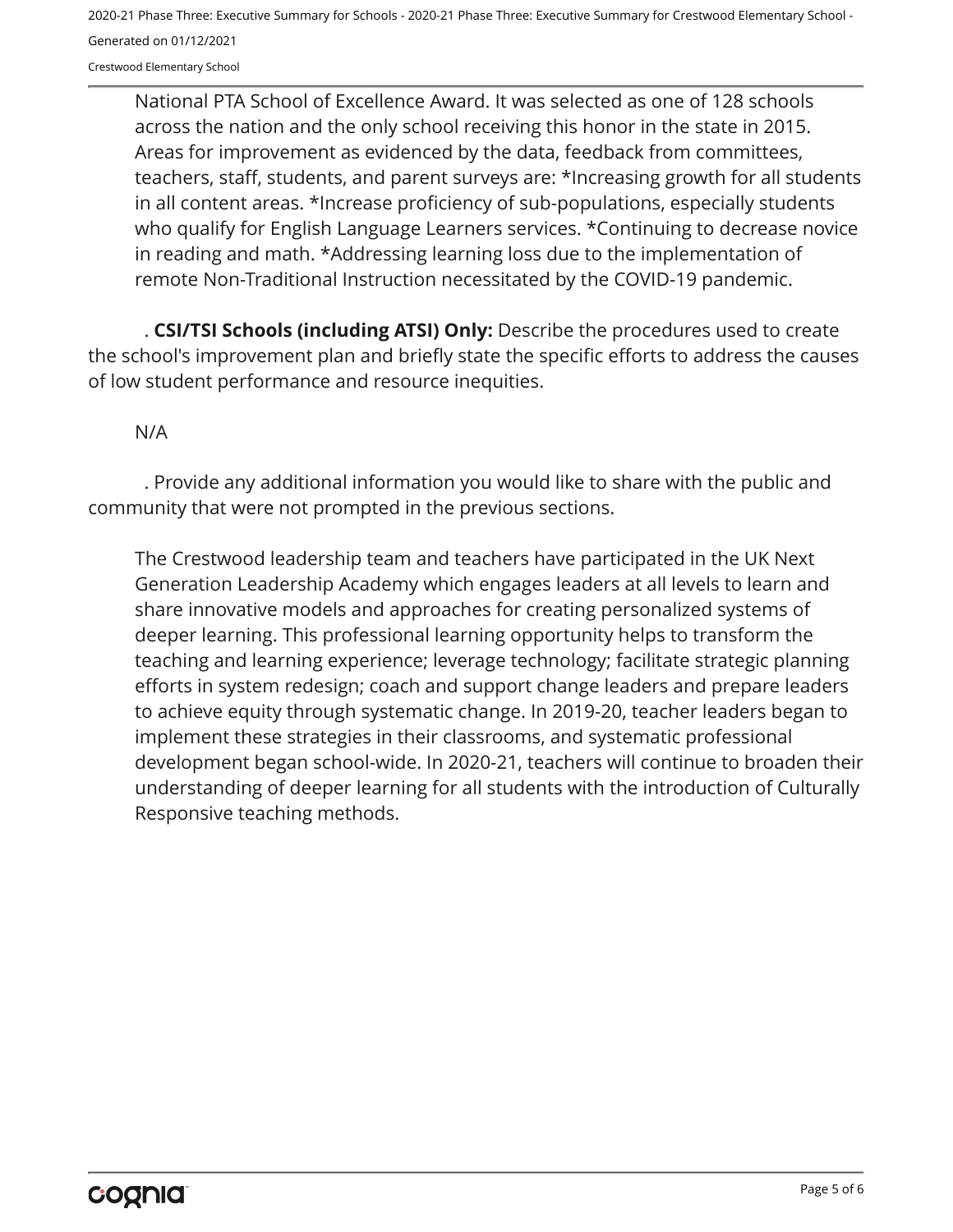National PTA School of Excellence Award. It was selected as one of 128 schools across the nation and the only school receiving this honor in the state in 2015. Areas for improvement as evidenced by the data, feedback from committees, teachers, staff, students, and parent surveys are: *Increasing growth for all students in all content areas. *Increase proficiency of sub-populations, especially students who qualify for English Language Learners services. *Continuing to decrease novice in reading and math. *Addressing learning loss due to the implementation of remote Non-Traditional Instruction necessitated by the COVID-19 pandemic.

. **CSI/TSI Schools (including ATSI) Only:** Describe the procedures used to create the school's improvement plan and briefly state the specific efforts to address the causes of low student performance and resource inequities.

N/A

. Provide any additional information you would like to share with the public and community that were not prompted in the previous sections.

The Crestwood leadership team and teachers have participated in the UK Next Generation Leadership Academy which engages leaders at all levels to learn and share innovative models and approaches for creating personalized systems of deeper learning. This professional learning opportunity helps to transform the teaching and learning experience; leverage technology; facilitate strategic planning efforts in system redesign; coach and support change leaders and prepare leaders to achieve equity through systematic change. In 2019-20, teacher leaders began to implement these strategies in their classrooms, and systematic professional development began school-wide. In 2020-21, teachers will continue to broaden their understanding of deeper learning for all students with the introduction of Culturally Responsive teaching methods.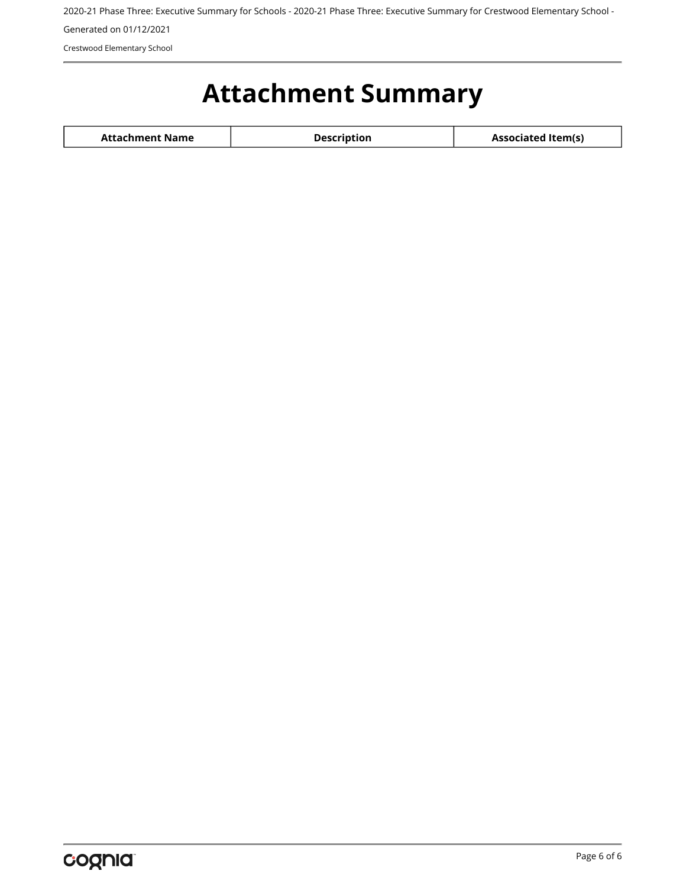# Attachment Summary

| Attachment Name | Description | Associated Item(s) |
|---|---|---|